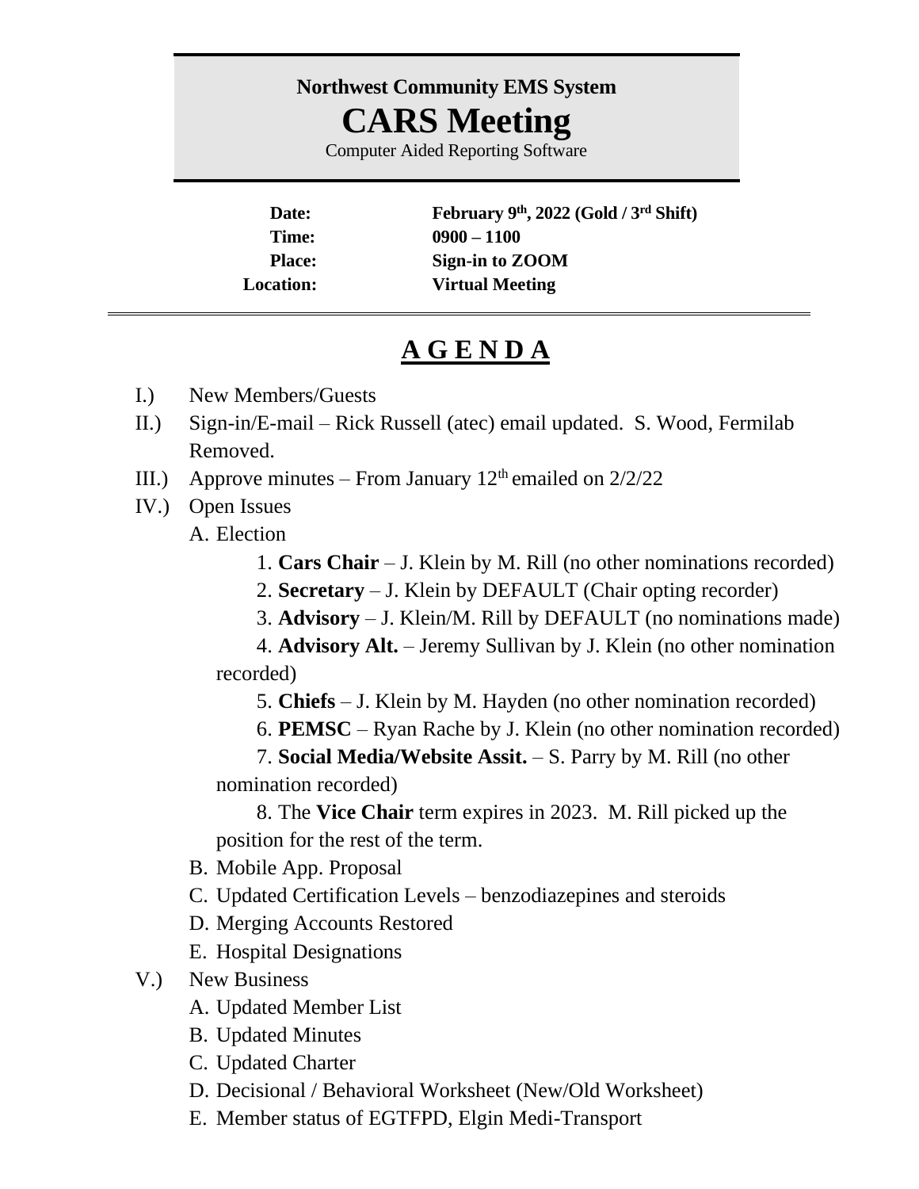**Northwest Community EMS System**

# CARS Meeting

Computer Aided Reporting Software

**Date:** February 9th, 2022 (Gold / 3rd Shift)
**Time:** 0900 – 1100
**Place:** Sign-in to ZOOM
**Location:** Virtual Meeting

---

## A G E N D A

I.) New Members/Guests

II.) Sign-in/E-mail – Rick Russell (atec) email updated. S. Wood, Fermilab Removed.

III.) Approve minutes – From January 12th emailed on 2/2/22

IV.) Open Issues

- A. Election
  1. **Cars Chair** – J. Klein by M. Rill (no other nominations recorded)
  2. **Secretary** – J. Klein by DEFAULT (Chair opting recorder)
  3. **Advisory** – J. Klein/M. Rill by DEFAULT (no nominations made)
  4. **Advisory Alt.** – Jeremy Sullivan by J. Klein (no other nomination recorded)
  5. **Chiefs** – J. Klein by M. Hayden (no other nomination recorded)
  6. **PEMSC** – Ryan Rache by J. Klein (no other nomination recorded)
  7. **Social Media/Website Assit.** – S. Parry by M. Rill (no other nomination recorded)
  8. The **Vice Chair** term expires in 2023. M. Rill picked up the position for the rest of the term.
- B. Mobile App. Proposal
- C. Updated Certification Levels – benzodiazepines and steroids
- D. Merging Accounts Restored
- E. Hospital Designations

V.) New Business

- A. Updated Member List
- B. Updated Minutes
- C. Updated Charter
- D. Decisional / Behavioral Worksheet (New/Old Worksheet)
- E. Member status of EGTFPD, Elgin Medi-Transport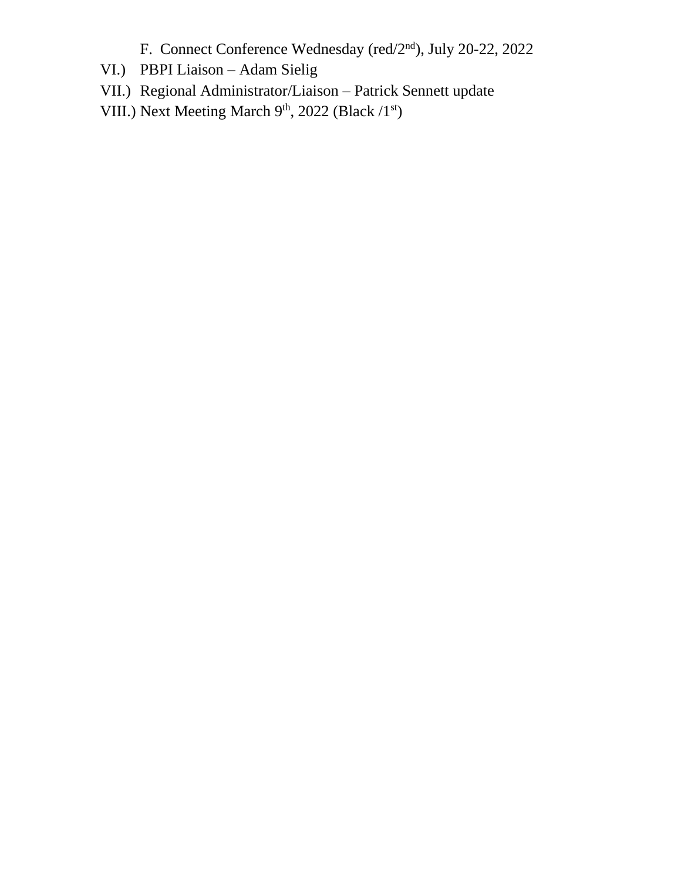F. Connect Conference Wednesday (red/2nd), July 20-22, 2022

VI.) PBPI Liaison – Adam Sielig

VII.) Regional Administrator/Liaison – Patrick Sennett update

VIII.) Next Meeting March 9th, 2022 (Black /1st)